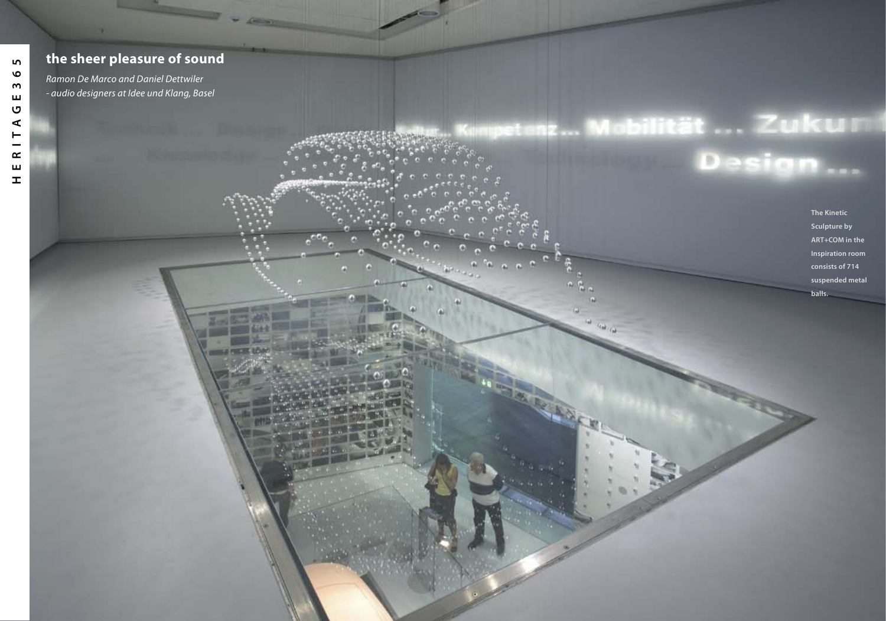# the sheer pleasure of sound

*Ramon De Marco and Daniel Dettwiler*
*- audio designers at Idee und Klang, Basel*

The Kinetic Sculpture by ART+COM in the Inspiration room consists of 714 suspended metal balls.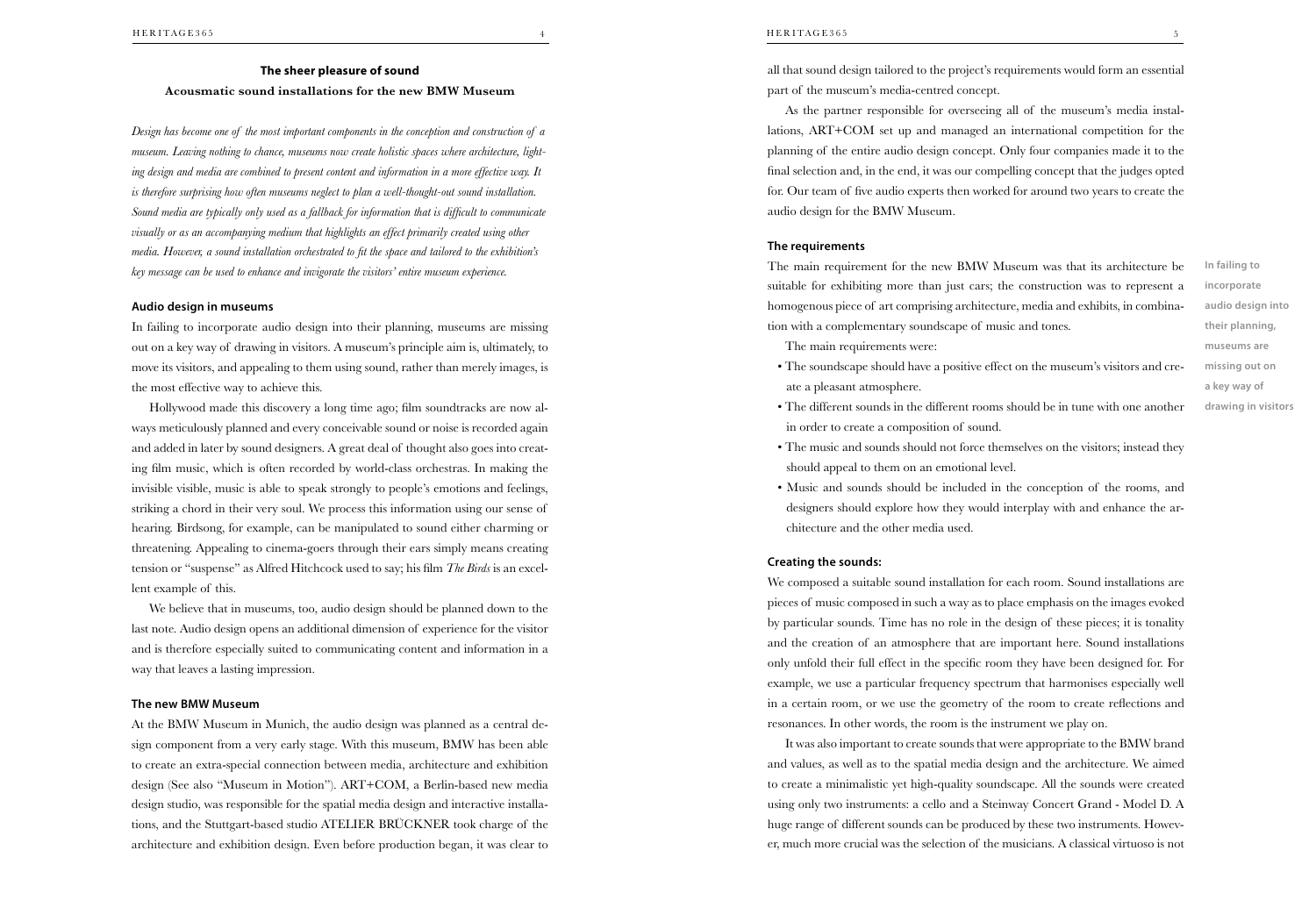## The sheer pleasure of sound

### Acousmatic sound installations for the new BMW Museum

*Design has become one of the most important components in the conception and construction of a museum. Leaving nothing to chance, museums now create holistic spaces where architecture, lighting design and media are combined to present content and information in a more effective way. It is therefore surprising how often museums neglect to plan a well-thought-out sound installation. Sound media are typically only used as a fallback for information that is difficult to communicate visually or as an accompanying medium that highlights an effect primarily created using other media. However, a sound installation orchestrated to fit the space and tailored to the exhibition's key message can be used to enhance and invigorate the visitors' entire museum experience.*

#### Audio design in museums

In failing to incorporate audio design into their planning, museums are missing out on a key way of drawing in visitors. A museum's principle aim is, ultimately, to move its visitors, and appealing to them using sound, rather than merely images, is the most effective way to achieve this.

Hollywood made this discovery a long time ago; film soundtracks are now always meticulously planned and every conceivable sound or noise is recorded again and added in later by sound designers. A great deal of thought also goes into creating film music, which is often recorded by world-class orchestras. In making the invisible visible, music is able to speak strongly to people's emotions and feelings, striking a chord in their very soul. We process this information using our sense of hearing. Birdsong, for example, can be manipulated to sound either charming or threatening. Appealing to cinema-goers through their ears simply means creating tension or "suspense" as Alfred Hitchcock used to say; his film *The Birds* is an excellent example of this.

We believe that in museums, too, audio design should be planned down to the last note. Audio design opens an additional dimension of experience for the visitor and is therefore especially suited to communicating content and information in a way that leaves a lasting impression.

#### The new BMW Museum

At the BMW Museum in Munich, the audio design was planned as a central design component from a very early stage. With this museum, BMW has been able to create an extra-special connection between media, architecture and exhibition design (See also "Museum in Motion"). ART+COM, a Berlin-based new media design studio, was responsible for the spatial media design and interactive installations, and the Stuttgart-based studio ATELIER BRÜCKNER took charge of the architecture and exhibition design. Even before production began, it was clear to all that sound design tailored to the project's requirements would form an essential part of the museum's media-centred concept.

As the partner responsible for overseeing all of the museum's media installations, ART+COM set up and managed an international competition for the planning of the entire audio design concept. Only four companies made it to the final selection and, in the end, it was our compelling concept that the judges opted for. Our team of five audio experts then worked for around two years to create the audio design for the BMW Museum.

#### The requirements

The main requirement for the new BMW Museum was that its architecture be suitable for exhibiting more than just cars; the construction was to represent a homogenous piece of art comprising architecture, media and exhibits, in combination with a complementary soundscape of music and tones.

The main requirements were:

- The soundscape should have a positive effect on the museum's visitors and create a pleasant atmosphere.
- The different sounds in the different rooms should be in tune with one another in order to create a composition of sound.
- The music and sounds should not force themselves on the visitors; instead they should appeal to them on an emotional level.
- Music and sounds should be included in the conception of the rooms, and designers should explore how they would interplay with and enhance the architecture and the other media used.

**In failing to incorporate audio design into their planning, museums are missing out on a key way of drawing in visitors**

#### Creating the sounds:

We composed a suitable sound installation for each room. Sound installations are pieces of music composed in such a way as to place emphasis on the images evoked by particular sounds. Time has no role in the design of these pieces; it is tonality and the creation of an atmosphere that are important here. Sound installations only unfold their full effect in the specific room they have been designed for. For example, we use a particular frequency spectrum that harmonises especially well in a certain room, or we use the geometry of the room to create reflections and resonances. In other words, the room is the instrument we play on.

It was also important to create sounds that were appropriate to the BMW brand and values, as well as to the spatial media design and the architecture. We aimed to create a minimalistic yet high-quality soundscape. All the sounds were created using only two instruments: a cello and a Steinway Concert Grand - Model D. A huge range of different sounds can be produced by these two instruments. However, much more crucial was the selection of the musicians. A classical virtuoso is not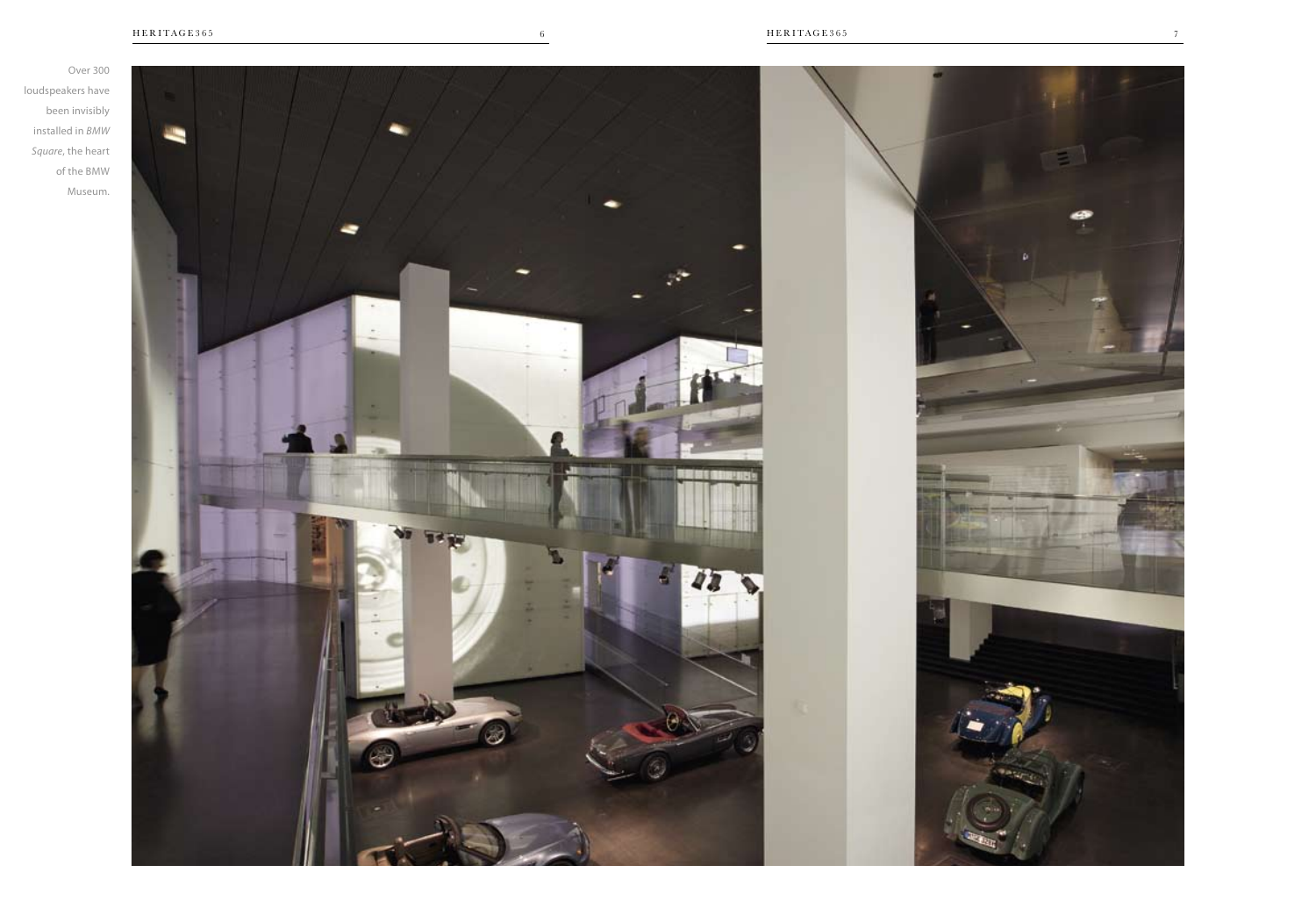Over 300 loudspeakers have been invisibly installed in *BMW Square*, the heart of the BMW Museum.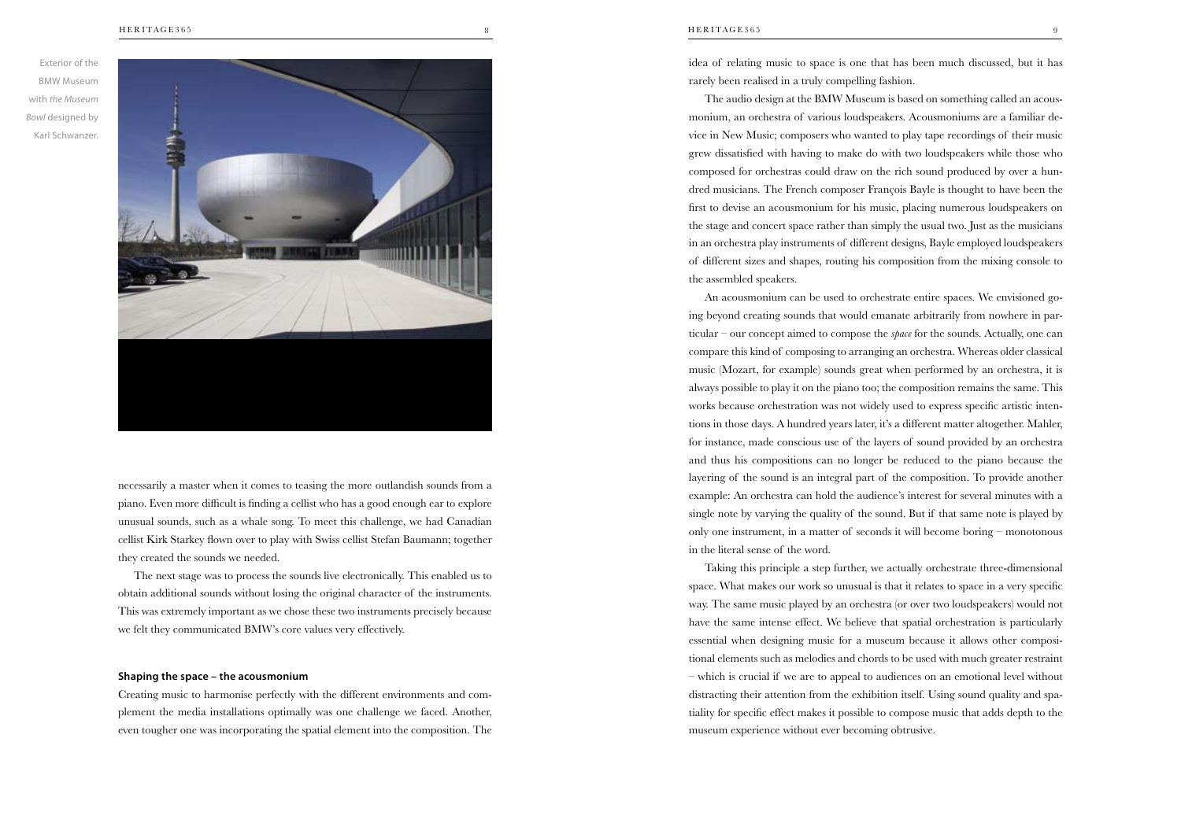Exterior of the BMW Museum with *the Museum Bowl* designed by Karl Schwanzer.

necessarily a master when it comes to teasing the more outlandish sounds from a piano. Even more difficult is finding a cellist who has a good enough ear to explore unusual sounds, such as a whale song. To meet this challenge, we had Canadian cellist Kirk Starkey flown over to play with Swiss cellist Stefan Baumann; together they created the sounds we needed.

The next stage was to process the sounds live electronically. This enabled us to obtain additional sounds without losing the original character of the instruments. This was extremely important as we chose these two instruments precisely because we felt they communicated BMW's core values very effectively.

**Shaping the space – the acousmonium**

Creating music to harmonise perfectly with the different environments and complement the media installations optimally was one challenge we faced. Another, even tougher one was incorporating the spatial element into the composition. The idea of relating music to space is one that has been much discussed, but it has rarely been realised in a truly compelling fashion.

The audio design at the BMW Museum is based on something called an acousmonium, an orchestra of various loudspeakers. Acousmoniums are a familiar device in New Music; composers who wanted to play tape recordings of their music grew dissatisfied with having to make do with two loudspeakers while those who composed for orchestras could draw on the rich sound produced by over a hundred musicians. The French composer François Bayle is thought to have been the first to devise an acousmonium for his music, placing numerous loudspeakers on the stage and concert space rather than simply the usual two. Just as the musicians in an orchestra play instruments of different designs, Bayle employed loudspeakers of different sizes and shapes, routing his composition from the mixing console to the assembled speakers.

An acousmonium can be used to orchestrate entire spaces. We envisioned going beyond creating sounds that would emanate arbitrarily from nowhere in particular – our concept aimed to compose the *space* for the sounds. Actually, one can compare this kind of composing to arranging an orchestra. Whereas older classical music (Mozart, for example) sounds great when performed by an orchestra, it is always possible to play it on the piano too; the composition remains the same. This works because orchestration was not widely used to express specific artistic intentions in those days. A hundred years later, it's a different matter altogether. Mahler, for instance, made conscious use of the layers of sound provided by an orchestra and thus his compositions can no longer be reduced to the piano because the layering of the sound is an integral part of the composition. To provide another example: An orchestra can hold the audience's interest for several minutes with a single note by varying the quality of the sound. But if that same note is played by only one instrument, in a matter of seconds it will become boring – monotonous in the literal sense of the word.

Taking this principle a step further, we actually orchestrate three-dimensional space. What makes our work so unusual is that it relates to space in a very specific way. The same music played by an orchestra (or over two loudspeakers) would not have the same intense effect. We believe that spatial orchestration is particularly essential when designing music for a museum because it allows other compositional elements such as melodies and chords to be used with much greater restraint – which is crucial if we are to appeal to audiences on an emotional level without distracting their attention from the exhibition itself. Using sound quality and spatiality for specific effect makes it possible to compose music that adds depth to the museum experience without ever becoming obtrusive.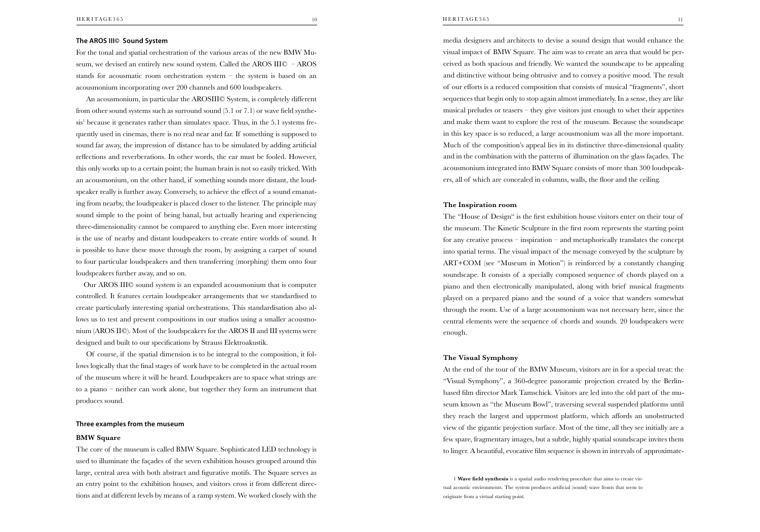### The AROS III© Sound System

For the tonal and spatial orchestration of the various areas of the new BMW Museum, we devised an entirely new sound system. Called the AROS III© – AROS stands for acousmatic room orchestration system – the system is based on an acousmonium incorporating over 200 channels and 600 loudspeakers.

An acousmonium, in particular the AROSIII© System, is completely different from other sound systems such as surround sound (5.1 or 7.1) or wave field synthesis[1] because it generates rather than simulates space. Thus, in the 5.1 systems frequently used in cinemas, there is no real near and far. If something is supposed to sound far away, the impression of distance has to be simulated by adding artificial reflections and reverberations. In other words, the ear must be fooled. However, this only works up to a certain point; the human brain is not so easily tricked. With an acousmonium, on the other hand, if something sounds more distant, the loudspeaker really is further away. Conversely, to achieve the effect of a sound emanating from nearby, the loudspeaker is placed closer to the listener. The principle may sound simple to the point of being banal, but actually hearing and experiencing three-dimensionality cannot be compared to anything else. Even more interesting is the use of nearby and distant loudspeakers to create entire worlds of sound. It is possible to have these move through the room, by assigning a carpet of sound to four particular loudspeakers and then transferring (morphing) them onto four loudspeakers further away, and so on.

Our AROS III© sound system is an expanded acousmonium that is computer controlled. It features certain loudspeaker arrangements that we standardised to create particularly interesting spatial orchestrations. This standardisation also allows us to test and present compositions in our studios using a smaller acousmonium (AROS II©). Most of the loudspeakers for the AROS II and III systems were designed and built to our specifications by Strauss Elektroakustik.

Of course, if the spatial dimension is to be integral to the composition, it follows logically that the final stages of work have to be completed in the actual room of the museum where it will be heard. Loudspeakers are to space what strings are to a piano – neither can work alone, but together they form an instrument that produces sound.

### Three examples from the museum

#### BMW Square

The core of the museum is called BMW Square. Sophisticated LED technology is used to illuminate the façades of the seven exhibition houses grouped around this large, central area with both abstract and figurative motifs. The Square serves as an entry point to the exhibition houses, and visitors cross it from different directions and at different levels by means of a ramp system. We worked closely with the media designers and architects to devise a sound design that would enhance the visual impact of BMW Square. The aim was to create an area that would be perceived as both spacious and friendly. We wanted the soundscape to be appealing and distinctive without being obtrusive and to convey a positive mood. The result of our efforts is a reduced composition that consists of musical "fragments", short sequences that begin only to stop again almost immediately. In a sense, they are like musical preludes or teasers – they give visitors just enough to whet their appetites and make them want to explore the rest of the museum. Because the soundscape in this key space is so reduced, a large acousmonium was all the more important. Much of the composition's appeal lies in its distinctive three-dimensional quality and in the combination with the patterns of illumination on the glass façades. The acousmonium integrated into BMW Square consists of more than 300 loudspeakers, all of which are concealed in columns, walls, the floor and the ceiling.

#### The Inspiration room

The "House of Design" is the first exhibition house visitors enter on their tour of the museum. The Kinetic Sculpture in the first room represents the starting point for any creative process – inspiration – and metaphorically translates the concept into spatial terms. The visual impact of the message conveyed by the sculpture by ART+COM (see "Museum in Motion") is reinforced by a constantly changing soundscape. It consists of a specially composed sequence of chords played on a piano and then electronically manipulated, along with brief musical fragments played on a prepared piano and the sound of a voice that wanders somewhat through the room. Use of a large acousmonium was not necessary here, since the central elements were the sequence of chords and sounds. 20 loudspeakers were enough.

#### The Visual Symphony

At the end of the tour of the BMW Museum, visitors are in for a special treat: the "Visual Symphony", a 360-degree panoramic projection created by the Berlin-based film director Mark Tamschick. Visitors are led into the old part of the museum known as "the Museum Bowl", traversing several suspended platforms until they reach the largest and uppermost platform, which affords an unobstructed view of the gigantic projection surface. Most of the time, all they see initially are a few spare, fragmentary images, but a subtle, highly spatial soundscape invites them to linger. A beautiful, evocative film sequence is shown in intervals of approximate-

---

[1] **Wave field synthesis** is a spatial audio rendering procedure that aims to create virtual acoustic environments. The system produces artificial (sound) wave fronts that seem to originate from a virtual starting point.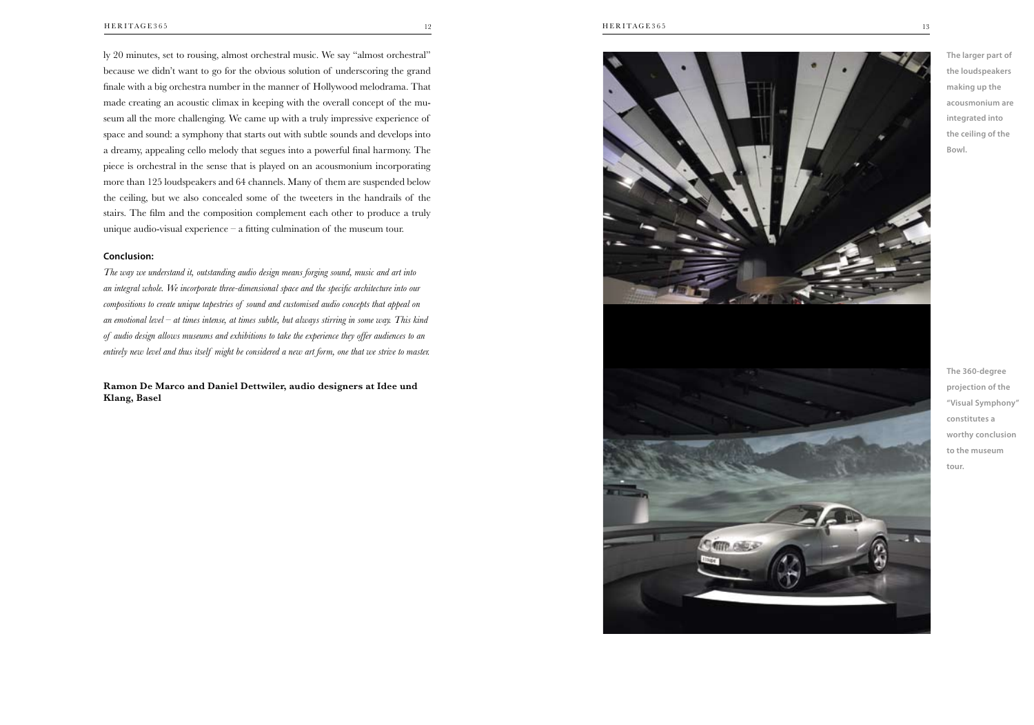ly 20 minutes, set to rousing, almost orchestral music. We say "almost orchestral" because we didn't want to go for the obvious solution of underscoring the grand finale with a big orchestra number in the manner of Hollywood melodrama. That made creating an acoustic climax in keeping with the overall concept of the museum all the more challenging. We came up with a truly impressive experience of space and sound: a symphony that starts out with subtle sounds and develops into a dreamy, appealing cello melody that segues into a powerful final harmony. The piece is orchestral in the sense that is played on an acousmonium incorporating more than 125 loudspeakers and 64 channels. Many of them are suspended below the ceiling, but we also concealed some of the tweeters in the handrails of the stairs. The film and the composition complement each other to produce a truly unique audio-visual experience – a fitting culmination of the museum tour.

**Conclusion:**

*The way we understand it, outstanding audio design means forging sound, music and art into an integral whole. We incorporate three-dimensional space and the specific architecture into our compositions to create unique tapestries of sound and customised audio concepts that appeal on an emotional level – at times intense, at times subtle, but always stirring in some way. This kind of audio design allows museums and exhibitions to take the experience they offer audiences to an entirely new level and thus itself might be considered a new art form, one that we strive to master.*

**Ramon De Marco and Daniel Dettwiler, audio designers at Idee und Klang, Basel**

The larger part of the loudspeakers making up the acousmonium are integrated into the ceiling of the Bowl.

The 360-degree projection of the "Visual Symphony" constitutes a worthy conclusion to the museum tour.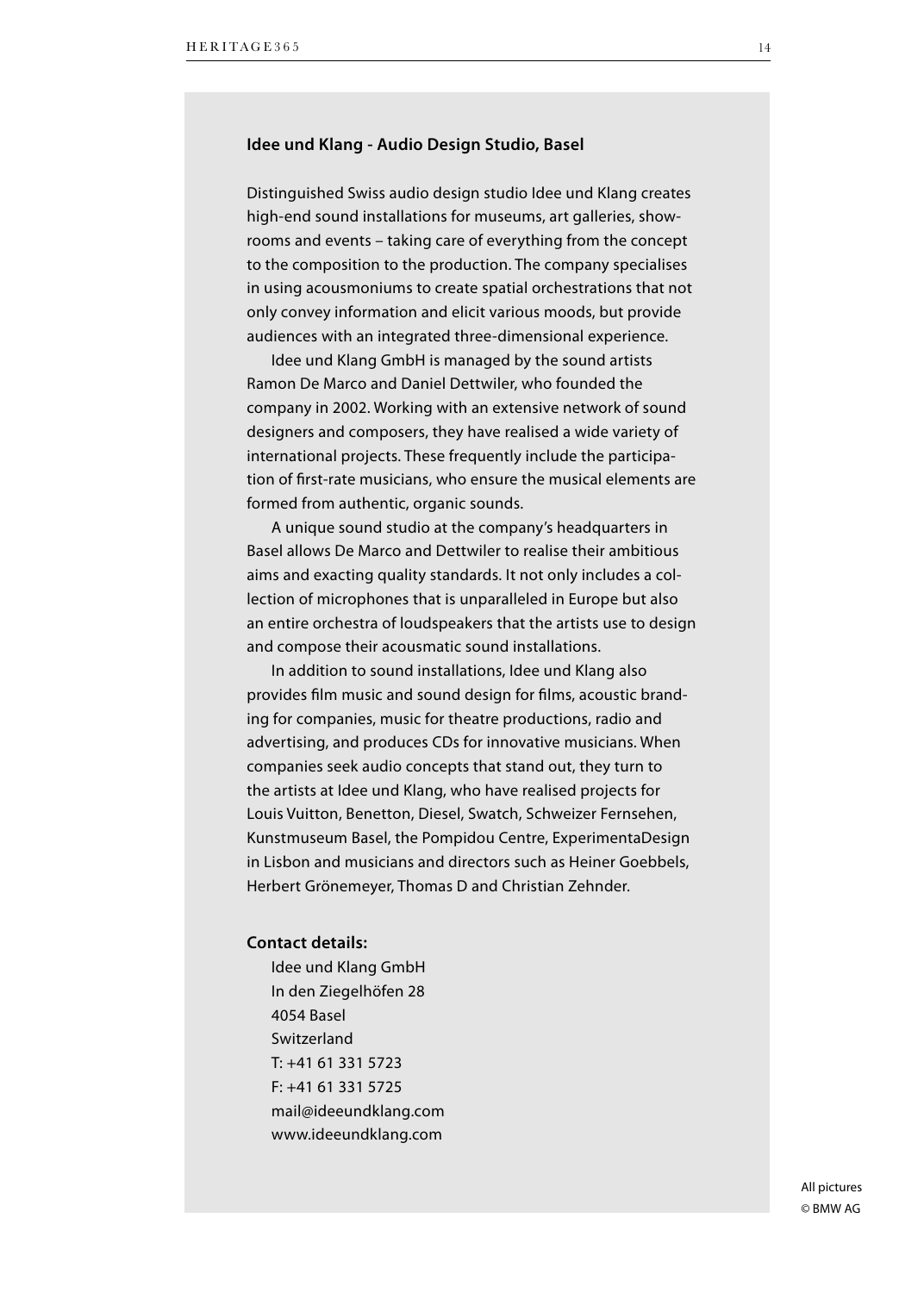**Idee und Klang - Audio Design Studio, Basel**

Distinguished Swiss audio design studio Idee und Klang creates high-end sound installations for museums, art galleries, showrooms and events – taking care of everything from the concept to the composition to the production. The company specialises in using acousmoniums to create spatial orchestrations that not only convey information and elicit various moods, but provide audiences with an integrated three-dimensional experience.

Idee und Klang GmbH is managed by the sound artists Ramon De Marco and Daniel Dettwiler, who founded the company in 2002. Working with an extensive network of sound designers and composers, they have realised a wide variety of international projects. These frequently include the participation of first-rate musicians, who ensure the musical elements are formed from authentic, organic sounds.

A unique sound studio at the company's headquarters in Basel allows De Marco and Dettwiler to realise their ambitious aims and exacting quality standards. It not only includes a collection of microphones that is unparalleled in Europe but also an entire orchestra of loudspeakers that the artists use to design and compose their acousmatic sound installations.

In addition to sound installations, Idee und Klang also provides film music and sound design for films, acoustic branding for companies, music for theatre productions, radio and advertising, and produces CDs for innovative musicians. When companies seek audio concepts that stand out, they turn to the artists at Idee und Klang, who have realised projects for Louis Vuitton, Benetton, Diesel, Swatch, Schweizer Fernsehen, Kunstmuseum Basel, the Pompidou Centre, ExperimentaDesign in Lisbon and musicians and directors such as Heiner Goebbels, Herbert Grönemeyer, Thomas D and Christian Zehnder.

**Contact details:**

Idee und Klang GmbH
In den Ziegelhöfen 28
4054 Basel
Switzerland
T: +41 61 331 5723
F: +41 61 331 5725
mail@ideeundklang.com
www.ideeundklang.com

All pictures
© BMW AG